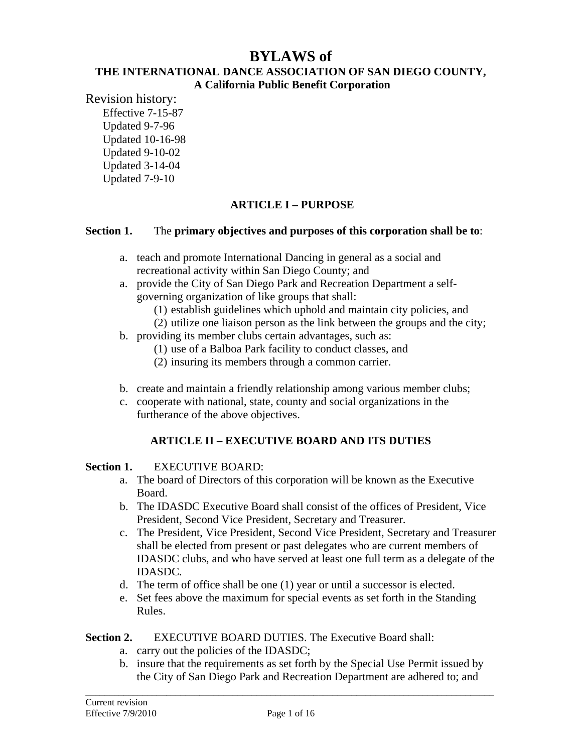# BYLAWS of

## THE INTERNATIONAL DANCE ASSOCIATION OF SAN DIEGO COUNTY, A California Public Benefit Corporation

Revision history:

- Effective 7-15-87
- Updated 9-7-96
- Updated 10-16-98
- Updated 9-10-02
- Updated 3-14-04
- Updated 7-9-10

### ARTICLE I – PURPOSE

**Section 1.** The **primary objectives and purposes of this corporation shall be to**:

a. teach and promote International Dancing in general as a social and recreational activity within San Diego County; and

a. provide the City of San Diego Park and Recreation Department a self-governing organization of like groups that shall:
   (1) establish guidelines which uphold and maintain city policies, and
   (2) utilize one liaison person as the link between the groups and the city;

b. providing its member clubs certain advantages, such as:
   (1) use of a Balboa Park facility to conduct classes, and
   (2) insuring its members through a common carrier.

b. create and maintain a friendly relationship among various member clubs;

c. cooperate with national, state, county and social organizations in the furtherance of the above objectives.

### ARTICLE II – EXECUTIVE BOARD AND ITS DUTIES

**Section 1.** EXECUTIVE BOARD:

a. The board of Directors of this corporation will be known as the Executive Board.

b. The IDASDC Executive Board shall consist of the offices of President, Vice President, Second Vice President, Secretary and Treasurer.

c. The President, Vice President, Second Vice President, Secretary and Treasurer shall be elected from present or past delegates who are current members of IDASDC clubs, and who have served at least one full term as a delegate of the IDASDC.

d. The term of office shall be one (1) year or until a successor is elected.

e. Set fees above the maximum for special events as set forth in the Standing Rules.

**Section 2.** EXECUTIVE BOARD DUTIES. The Executive Board shall:

a. carry out the policies of the IDASDC;

b. insure that the requirements as set forth by the Special Use Permit issued by the City of San Diego Park and Recreation Department are adhered to; and

Current revision
Effective 7/9/2010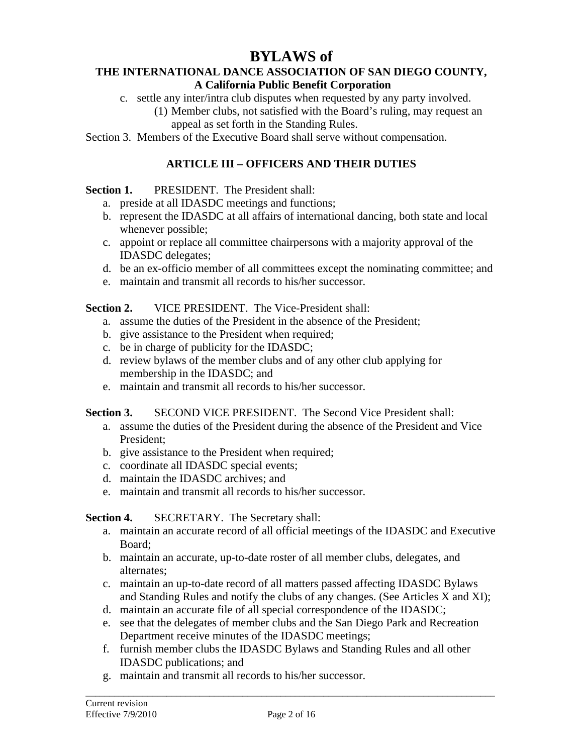c. settle any inter/intra club disputes when requested by any party involved.
    (1) Member clubs, not satisfied with the Board's ruling, may request an appeal as set forth in the Standing Rules.

Section 3. Members of the Executive Board shall serve without compensation.

## ARTICLE III – OFFICERS AND THEIR DUTIES

**Section 1.** PRESIDENT. The President shall:

a. preside at all IDASDC meetings and functions;
b. represent the IDASDC at all affairs of international dancing, both state and local whenever possible;
c. appoint or replace all committee chairpersons with a majority approval of the IDASDC delegates;
d. be an ex-officio member of all committees except the nominating committee; and
e. maintain and transmit all records to his/her successor.

**Section 2.** VICE PRESIDENT. The Vice-President shall:

a. assume the duties of the President in the absence of the President;
b. give assistance to the President when required;
c. be in charge of publicity for the IDASDC;
d. review bylaws of the member clubs and of any other club applying for membership in the IDASDC; and
e. maintain and transmit all records to his/her successor.

**Section 3.** SECOND VICE PRESIDENT. The Second Vice President shall:

a. assume the duties of the President during the absence of the President and Vice President;
b. give assistance to the President when required;
c. coordinate all IDASDC special events;
d. maintain the IDASDC archives; and
e. maintain and transmit all records to his/her successor.

**Section 4.** SECRETARY. The Secretary shall:

a. maintain an accurate record of all official meetings of the IDASDC and Executive Board;
b. maintain an accurate, up-to-date roster of all member clubs, delegates, and alternates;
c. maintain an up-to-date record of all matters passed affecting IDASDC Bylaws and Standing Rules and notify the clubs of any changes. (See Articles X and XI);
d. maintain an accurate file of all special correspondence of the IDASDC;
e. see that the delegates of member clubs and the San Diego Park and Recreation Department receive minutes of the IDASDC meetings;
f. furnish member clubs the IDASDC Bylaws and Standing Rules and all other IDASDC publications; and
g. maintain and transmit all records to his/her successor.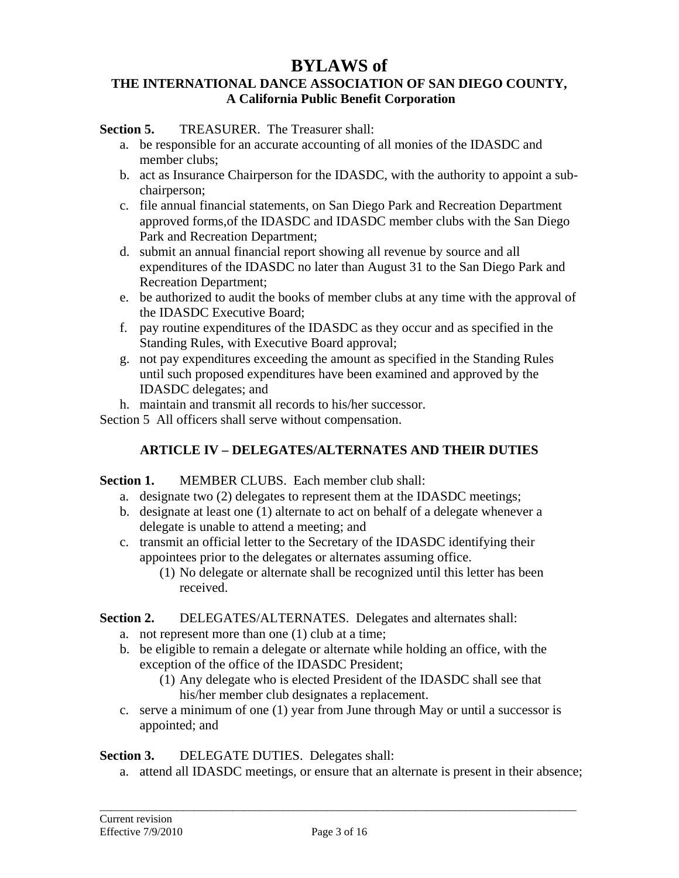**Section 5.** TREASURER. The Treasurer shall:

a. be responsible for an accurate accounting of all monies of the IDASDC and member clubs;
b. act as Insurance Chairperson for the IDASDC, with the authority to appoint a sub-chairperson;
c. file annual financial statements, on San Diego Park and Recreation Department approved forms,of the IDASDC and IDASDC member clubs with the San Diego Park and Recreation Department;
d. submit an annual financial report showing all revenue by source and all expenditures of the IDASDC no later than August 31 to the San Diego Park and Recreation Department;
e. be authorized to audit the books of member clubs at any time with the approval of the IDASDC Executive Board;
f. pay routine expenditures of the IDASDC as they occur and as specified in the Standing Rules, with Executive Board approval;
g. not pay expenditures exceeding the amount as specified in the Standing Rules until such proposed expenditures have been examined and approved by the IDASDC delegates; and
h. maintain and transmit all records to his/her successor.

Section 5 All officers shall serve without compensation.

## ARTICLE IV – DELEGATES/ALTERNATES AND THEIR DUTIES

**Section 1.** MEMBER CLUBS. Each member club shall:

a. designate two (2) delegates to represent them at the IDASDC meetings;
b. designate at least one (1) alternate to act on behalf of a delegate whenever a delegate is unable to attend a meeting; and
c. transmit an official letter to the Secretary of the IDASDC identifying their appointees prior to the delegates or alternates assuming office.
    (1) No delegate or alternate shall be recognized until this letter has been received.

**Section 2.** DELEGATES/ALTERNATES. Delegates and alternates shall:

a. not represent more than one (1) club at a time;
b. be eligible to remain a delegate or alternate while holding an office, with the exception of the office of the IDASDC President;
    (1) Any delegate who is elected President of the IDASDC shall see that his/her member club designates a replacement.
c. serve a minimum of one (1) year from June through May or until a successor is appointed; and

**Section 3.** DELEGATE DUTIES. Delegates shall:

a. attend all IDASDC meetings, or ensure that an alternate is present in their absence;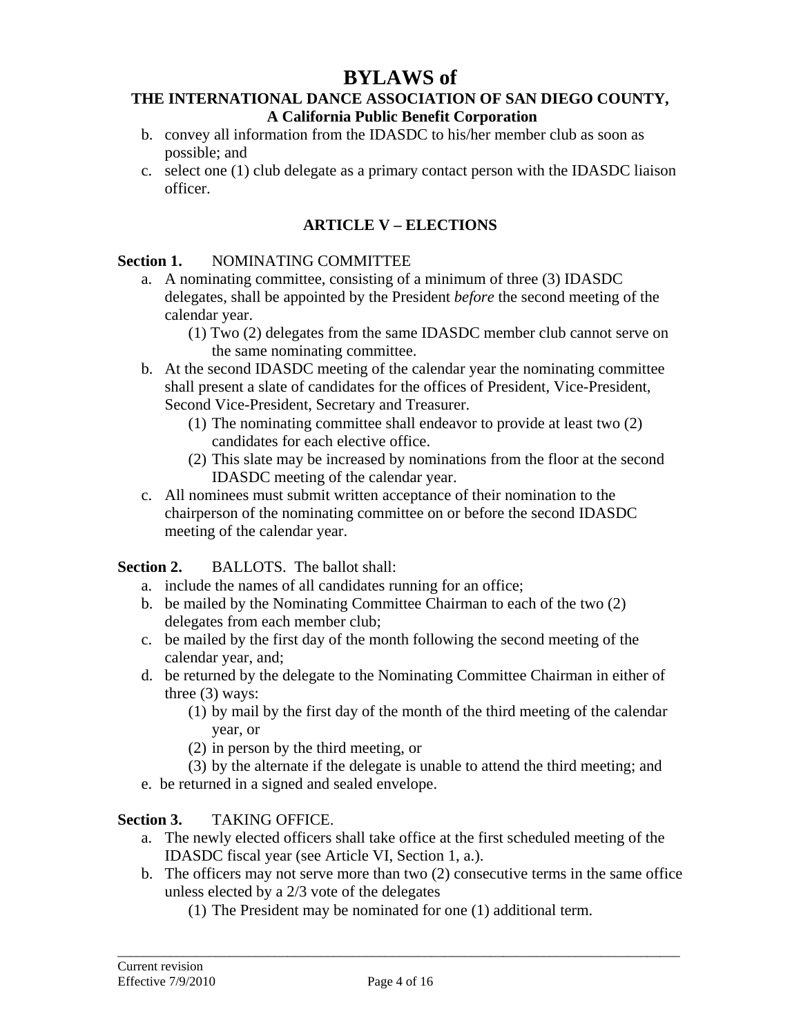b. convey all information from the IDASDC to his/her member club as soon as possible; and
c. select one (1) club delegate as a primary contact person with the IDASDC liaison officer.

## ARTICLE V – ELECTIONS

**Section 1.** NOMINATING COMMITTEE

a. A nominating committee, consisting of a minimum of three (3) IDASDC delegates, shall be appointed by the President *before* the second meeting of the calendar year.
   (1) Two (2) delegates from the same IDASDC member club cannot serve on the same nominating committee.
b. At the second IDASDC meeting of the calendar year the nominating committee shall present a slate of candidates for the offices of President, Vice-President, Second Vice-President, Secretary and Treasurer.
   (1) The nominating committee shall endeavor to provide at least two (2) candidates for each elective office.
   (2) This slate may be increased by nominations from the floor at the second IDASDC meeting of the calendar year.
c. All nominees must submit written acceptance of their nomination to the chairperson of the nominating committee on or before the second IDASDC meeting of the calendar year.

**Section 2.** BALLOTS. The ballot shall:

a. include the names of all candidates running for an office;
b. be mailed by the Nominating Committee Chairman to each of the two (2) delegates from each member club;
c. be mailed by the first day of the month following the second meeting of the calendar year, and;
d. be returned by the delegate to the Nominating Committee Chairman in either of three (3) ways:
   (1) by mail by the first day of the month of the third meeting of the calendar year, or
   (2) in person by the third meeting, or
   (3) by the alternate if the delegate is unable to attend the third meeting; and
e. be returned in a signed and sealed envelope.

**Section 3.** TAKING OFFICE.

a. The newly elected officers shall take office at the first scheduled meeting of the IDASDC fiscal year (see Article VI, Section 1, a.).
b. The officers may not serve more than two (2) consecutive terms in the same office unless elected by a 2/3 vote of the delegates
   (1) The President may be nominated for one (1) additional term.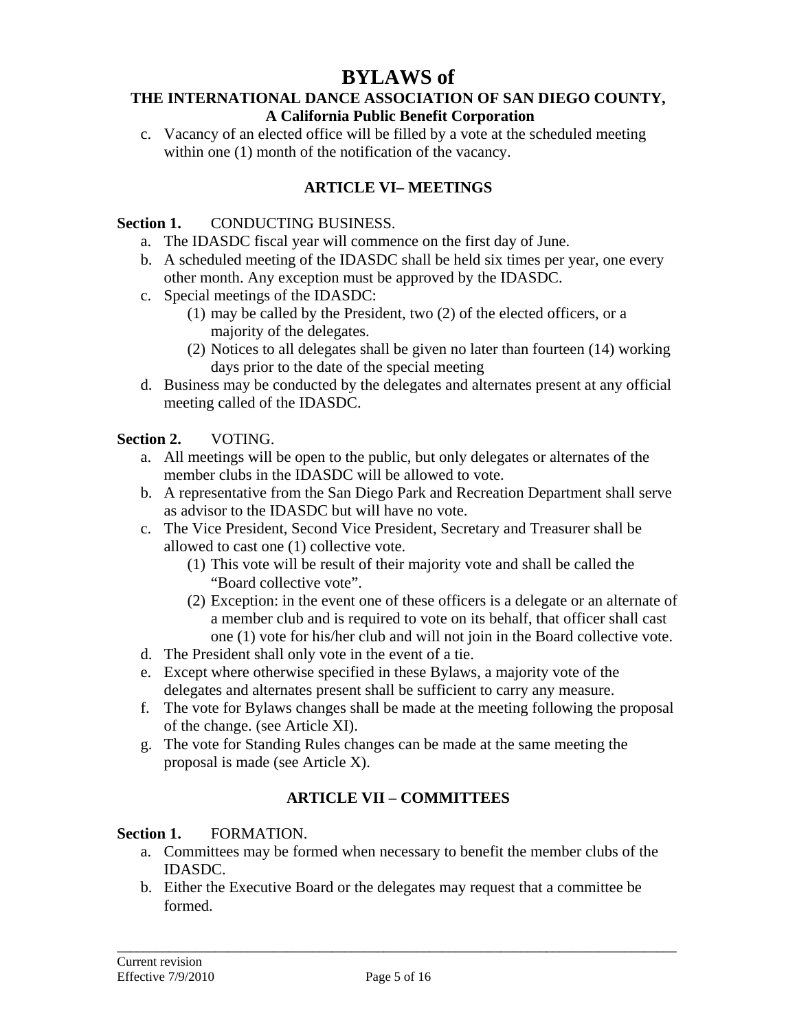c. Vacancy of an elected office will be filled by a vote at the scheduled meeting within one (1) month of the notification of the vacancy.

## ARTICLE VI– MEETINGS

**Section 1.** CONDUCTING BUSINESS.

a. The IDASDC fiscal year will commence on the first day of June.
b. A scheduled meeting of the IDASDC shall be held six times per year, one every other month. Any exception must be approved by the IDASDC.
c. Special meetings of the IDASDC:
   (1) may be called by the President, two (2) of the elected officers, or a majority of the delegates.
   (2) Notices to all delegates shall be given no later than fourteen (14) working days prior to the date of the special meeting
d. Business may be conducted by the delegates and alternates present at any official meeting called of the IDASDC.

**Section 2.** VOTING.

a. All meetings will be open to the public, but only delegates or alternates of the member clubs in the IDASDC will be allowed to vote.
b. A representative from the San Diego Park and Recreation Department shall serve as advisor to the IDASDC but will have no vote.
c. The Vice President, Second Vice President, Secretary and Treasurer shall be allowed to cast one (1) collective vote.
   (1) This vote will be result of their majority vote and shall be called the "Board collective vote".
   (2) Exception: in the event one of these officers is a delegate or an alternate of a member club and is required to vote on its behalf, that officer shall cast one (1) vote for his/her club and will not join in the Board collective vote.
d. The President shall only vote in the event of a tie.
e. Except where otherwise specified in these Bylaws, a majority vote of the delegates and alternates present shall be sufficient to carry any measure.
f. The vote for Bylaws changes shall be made at the meeting following the proposal of the change. (see Article XI).
g. The vote for Standing Rules changes can be made at the same meeting the proposal is made (see Article X).

## ARTICLE VII – COMMITTEES

**Section 1.** FORMATION.

a. Committees may be formed when necessary to benefit the member clubs of the IDASDC.
b. Either the Executive Board or the delegates may request that a committee be formed.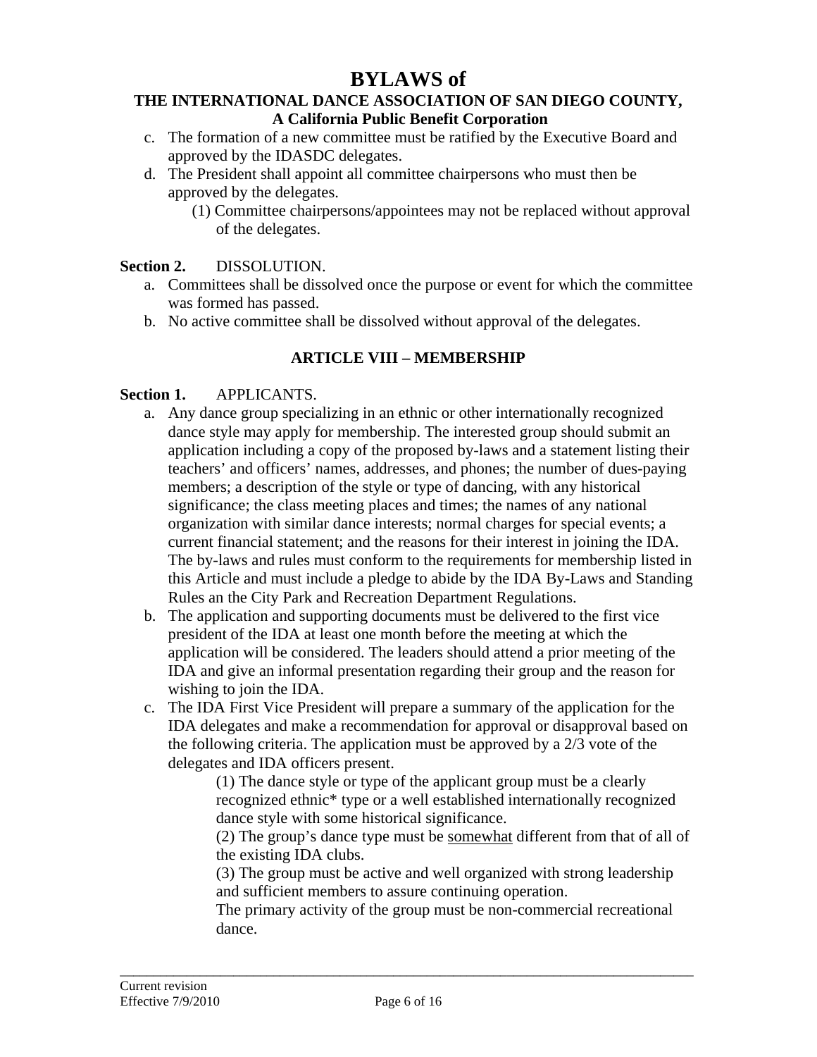c. The formation of a new committee must be ratified by the Executive Board and approved by the IDASDC delegates.

d. The President shall appoint all committee chairpersons who must then be approved by the delegates.

   (1) Committee chairpersons/appointees may not be replaced without approval of the delegates.

**Section 2.** DISSOLUTION.

a. Committees shall be dissolved once the purpose or event for which the committee was formed has passed.

b. No active committee shall be dissolved without approval of the delegates.

## ARTICLE VIII – MEMBERSHIP

**Section 1.** APPLICANTS.

a. Any dance group specializing in an ethnic or other internationally recognized dance style may apply for membership. The interested group should submit an application including a copy of the proposed by-laws and a statement listing their teachers' and officers' names, addresses, and phones; the number of dues-paying members; a description of the style or type of dancing, with any historical significance; the class meeting places and times; the names of any national organization with similar dance interests; normal charges for special events; a current financial statement; and the reasons for their interest in joining the IDA. The by-laws and rules must conform to the requirements for membership listed in this Article and must include a pledge to abide by the IDA By-Laws and Standing Rules an the City Park and Recreation Department Regulations.

b. The application and supporting documents must be delivered to the first vice president of the IDA at least one month before the meeting at which the application will be considered. The leaders should attend a prior meeting of the IDA and give an informal presentation regarding their group and the reason for wishing to join the IDA.

c. The IDA First Vice President will prepare a summary of the application for the IDA delegates and make a recommendation for approval or disapproval based on the following criteria. The application must be approved by a 2/3 vote of the delegates and IDA officers present.

   (1) The dance style or type of the applicant group must be a clearly recognized ethnic* type or a well established internationally recognized dance style with some historical significance.

   (2) The group's dance type must be <u>somewhat</u> different from that of all of the existing IDA clubs.

   (3) The group must be active and well organized with strong leadership and sufficient members to assure continuing operation.

   The primary activity of the group must be non-commercial recreational dance.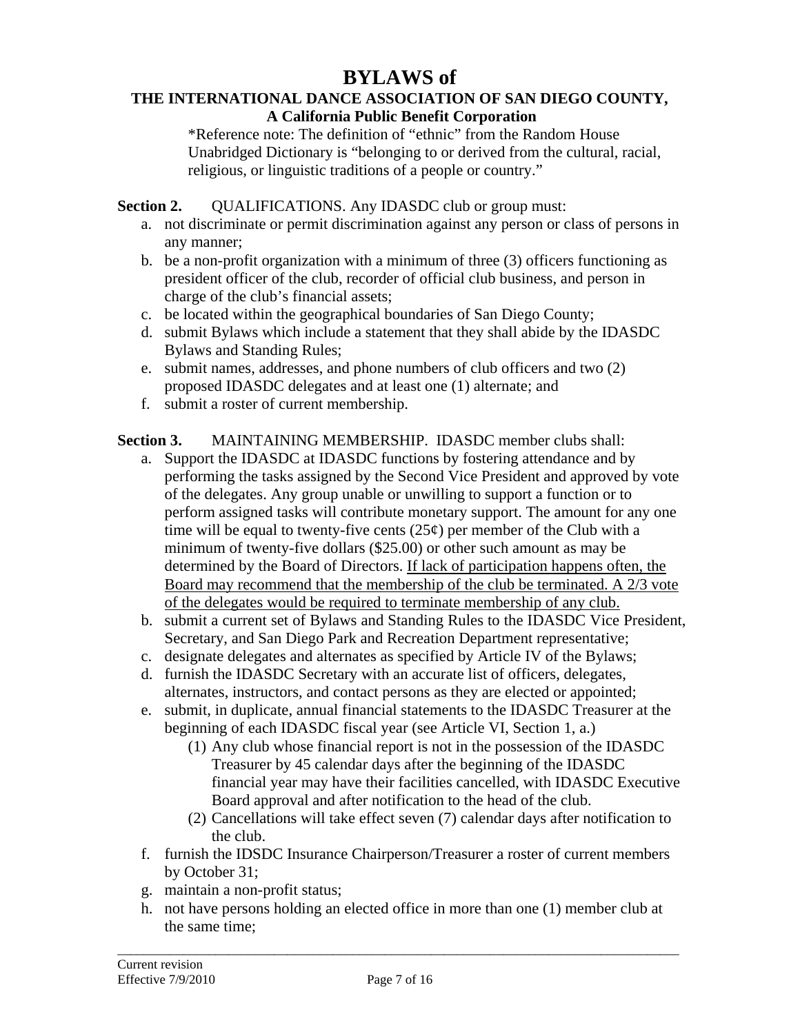# BYLAWS of

### THE INTERNATIONAL DANCE ASSOCIATION OF SAN DIEGO COUNTY, A California Public Benefit Corporation

*Reference note: The definition of "ethnic" from the Random House Unabridged Dictionary is "belonging to or derived from the cultural, racial, religious, or linguistic traditions of a people or country."

**Section 2.** QUALIFICATIONS. Any IDASDC club or group must:

a. not discriminate or permit discrimination against any person or class of persons in any manner;
b. be a non-profit organization with a minimum of three (3) officers functioning as president officer of the club, recorder of official club business, and person in charge of the club's financial assets;
c. be located within the geographical boundaries of San Diego County;
d. submit Bylaws which include a statement that they shall abide by the IDASDC Bylaws and Standing Rules;
e. submit names, addresses, and phone numbers of club officers and two (2) proposed IDASDC delegates and at least one (1) alternate; and
f. submit a roster of current membership.

**Section 3.** MAINTAINING MEMBERSHIP. IDASDC member clubs shall:

a. Support the IDASDC at IDASDC functions by fostering attendance and by performing the tasks assigned by the Second Vice President and approved by vote of the delegates. Any group unable or unwilling to support a function or to perform assigned tasks will contribute monetary support. The amount for any one time will be equal to twenty-five cents (25¢) per member of the Club with a minimum of twenty-five dollars ($25.00) or other such amount as may be determined by the Board of Directors. <u>If lack of participation happens often, the Board may recommend that the membership of the club be terminated. A 2/3 vote of the delegates would be required to terminate membership of any club.</u>
b. submit a current set of Bylaws and Standing Rules to the IDASDC Vice President, Secretary, and San Diego Park and Recreation Department representative;
c. designate delegates and alternates as specified by Article IV of the Bylaws;
d. furnish the IDASDC Secretary with an accurate list of officers, delegates, alternates, instructors, and contact persons as they are elected or appointed;
e. submit, in duplicate, annual financial statements to the IDASDC Treasurer at the beginning of each IDASDC fiscal year (see Article VI, Section 1, a.)
   (1) Any club whose financial report is not in the possession of the IDASDC Treasurer by 45 calendar days after the beginning of the IDASDC financial year may have their facilities cancelled, with IDASDC Executive Board approval and after notification to the head of the club.
   (2) Cancellations will take effect seven (7) calendar days after notification to the club.
f. furnish the IDSDC Insurance Chairperson/Treasurer a roster of current members by October 31;
g. maintain a non-profit status;
h. not have persons holding an elected office in more than one (1) member club at the same time;

Current revision
Effective 7/9/2010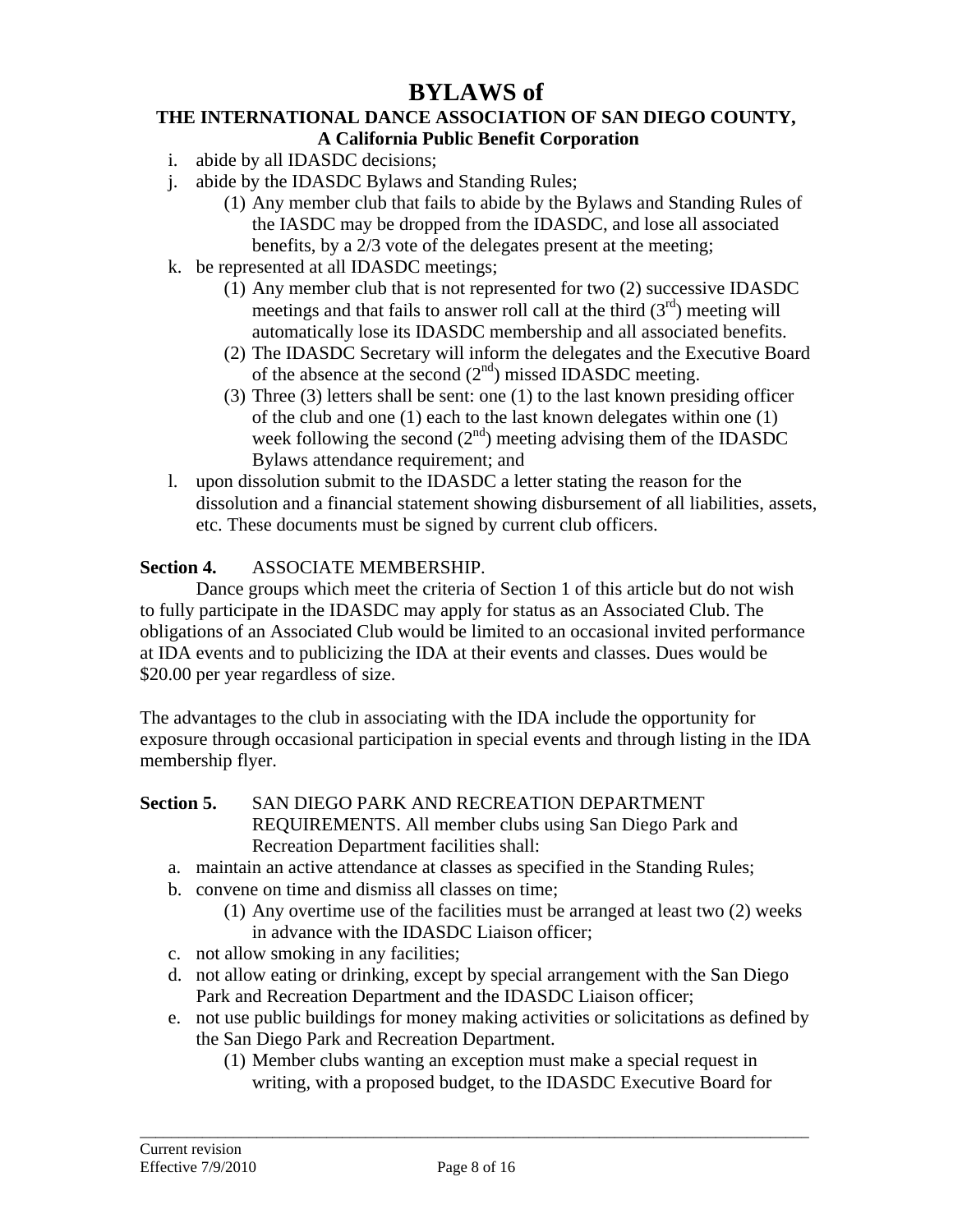i. abide by all IDASDC decisions;
j. abide by the IDASDC Bylaws and Standing Rules;
   (1) Any member club that fails to abide by the Bylaws and Standing Rules of the IASDC may be dropped from the IDASDC, and lose all associated benefits, by a 2/3 vote of the delegates present at the meeting;
k. be represented at all IDASDC meetings;
   (1) Any member club that is not represented for two (2) successive IDASDC meetings and that fails to answer roll call at the third (3rd) meeting will automatically lose its IDASDC membership and all associated benefits.
   (2) The IDASDC Secretary will inform the delegates and the Executive Board of the absence at the second (2nd) missed IDASDC meeting.
   (3) Three (3) letters shall be sent: one (1) to the last known presiding officer of the club and one (1) each to the last known delegates within one (1) week following the second (2nd) meeting advising them of the IDASDC Bylaws attendance requirement; and
l. upon dissolution submit to the IDASDC a letter stating the reason for the dissolution and a financial statement showing disbursement of all liabilities, assets, etc. These documents must be signed by current club officers.

**Section 4.** ASSOCIATE MEMBERSHIP.

Dance groups which meet the criteria of Section 1 of this article but do not wish to fully participate in the IDASDC may apply for status as an Associated Club. The obligations of an Associated Club would be limited to an occasional invited performance at IDA events and to publicizing the IDA at their events and classes. Dues would be $20.00 per year regardless of size.

The advantages to the club in associating with the IDA include the opportunity for exposure through occasional participation in special events and through listing in the IDA membership flyer.

**Section 5.** SAN DIEGO PARK AND RECREATION DEPARTMENT REQUIREMENTS. All member clubs using San Diego Park and Recreation Department facilities shall:

a. maintain an active attendance at classes as specified in the Standing Rules;
b. convene on time and dismiss all classes on time;
   (1) Any overtime use of the facilities must be arranged at least two (2) weeks in advance with the IDASDC Liaison officer;
c. not allow smoking in any facilities;
d. not allow eating or drinking, except by special arrangement with the San Diego Park and Recreation Department and the IDASDC Liaison officer;
e. not use public buildings for money making activities or solicitations as defined by the San Diego Park and Recreation Department.
   (1) Member clubs wanting an exception must make a special request in writing, with a proposed budget, to the IDASDC Executive Board for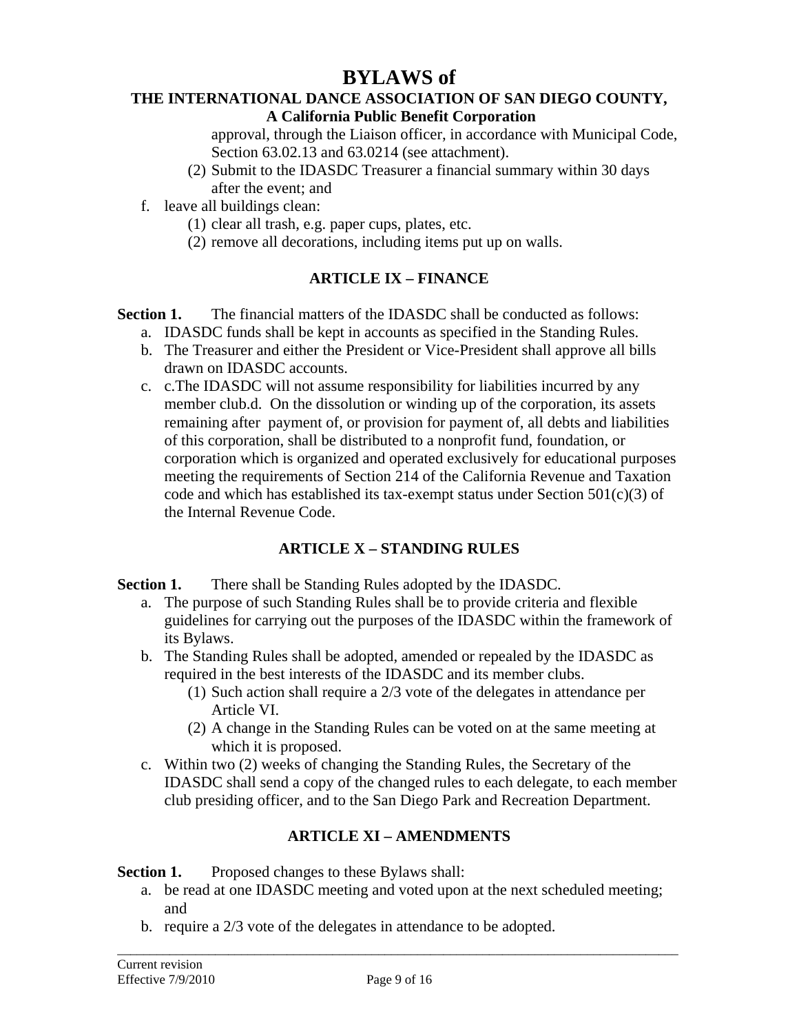approval, through the Liaison officer, in accordance with Municipal Code, Section 63.02.13 and 63.0214 (see attachment).

   (2) Submit to the IDASDC Treasurer a financial summary within 30 days after the event; and

f. leave all buildings clean:
   (1) clear all trash, e.g. paper cups, plates, etc.
   (2) remove all decorations, including items put up on walls.

## ARTICLE IX – FINANCE

**Section 1.** The financial matters of the IDASDC shall be conducted as follows:

a. IDASDC funds shall be kept in accounts as specified in the Standing Rules.
b. The Treasurer and either the President or Vice-President shall approve all bills drawn on IDASDC accounts.
c. c.The IDASDC will not assume responsibility for liabilities incurred by any member club.d. On the dissolution or winding up of the corporation, its assets remaining after payment of, or provision for payment of, all debts and liabilities of this corporation, shall be distributed to a nonprofit fund, foundation, or corporation which is organized and operated exclusively for educational purposes meeting the requirements of Section 214 of the California Revenue and Taxation code and which has established its tax-exempt status under Section 501(c)(3) of the Internal Revenue Code.

## ARTICLE X – STANDING RULES

**Section 1.** There shall be Standing Rules adopted by the IDASDC.

a. The purpose of such Standing Rules shall be to provide criteria and flexible guidelines for carrying out the purposes of the IDASDC within the framework of its Bylaws.
b. The Standing Rules shall be adopted, amended or repealed by the IDASDC as required in the best interests of the IDASDC and its member clubs.
   (1) Such action shall require a 2/3 vote of the delegates in attendance per Article VI.
   (2) A change in the Standing Rules can be voted on at the same meeting at which it is proposed.
c. Within two (2) weeks of changing the Standing Rules, the Secretary of the IDASDC shall send a copy of the changed rules to each delegate, to each member club presiding officer, and to the San Diego Park and Recreation Department.

## ARTICLE XI – AMENDMENTS

**Section 1.** Proposed changes to these Bylaws shall:

a. be read at one IDASDC meeting and voted upon at the next scheduled meeting; and
b. require a 2/3 vote of the delegates in attendance to be adopted.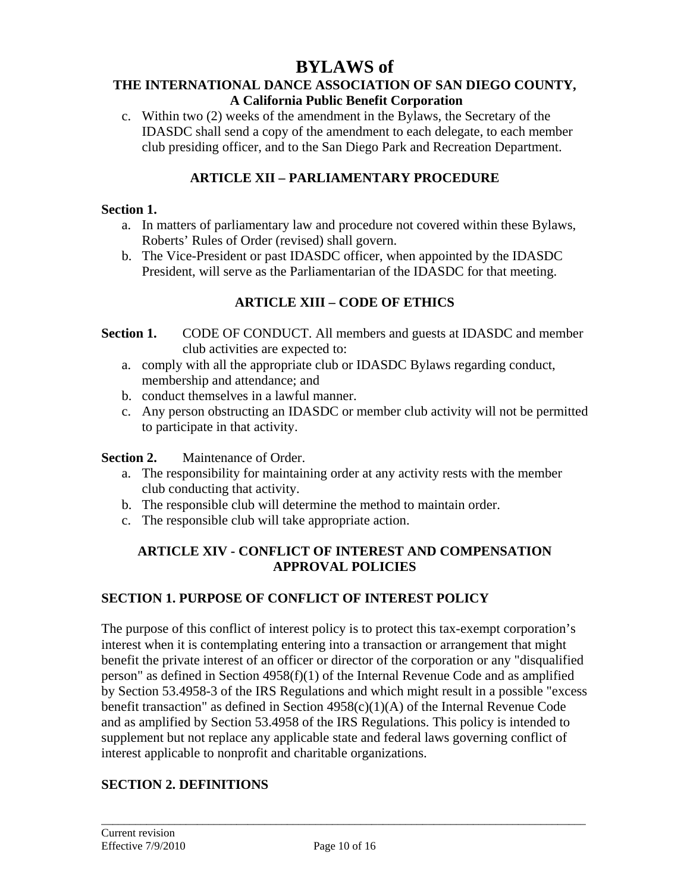c. Within two (2) weeks of the amendment in the Bylaws, the Secretary of the IDASDC shall send a copy of the amendment to each delegate, to each member club presiding officer, and to the San Diego Park and Recreation Department.

## ARTICLE XII – PARLIAMENTARY PROCEDURE

**Section 1.**

a. In matters of parliamentary law and procedure not covered within these Bylaws, Roberts' Rules of Order (revised) shall govern.
b. The Vice-President or past IDASDC officer, when appointed by the IDASDC President, will serve as the Parliamentarian of the IDASDC for that meeting.

## ARTICLE XIII – CODE OF ETHICS

**Section 1.** CODE OF CONDUCT. All members and guests at IDASDC and member club activities are expected to:

a. comply with all the appropriate club or IDASDC Bylaws regarding conduct, membership and attendance; and
b. conduct themselves in a lawful manner.
c. Any person obstructing an IDASDC or member club activity will not be permitted to participate in that activity.

**Section 2.** Maintenance of Order.

a. The responsibility for maintaining order at any activity rests with the member club conducting that activity.
b. The responsible club will determine the method to maintain order.
c. The responsible club will take appropriate action.

## ARTICLE XIV - CONFLICT OF INTEREST AND COMPENSATION APPROVAL POLICIES

### SECTION 1. PURPOSE OF CONFLICT OF INTEREST POLICY

The purpose of this conflict of interest policy is to protect this tax-exempt corporation's interest when it is contemplating entering into a transaction or arrangement that might benefit the private interest of an officer or director of the corporation or any "disqualified person" as defined in Section 4958(f)(1) of the Internal Revenue Code and as amplified by Section 53.4958-3 of the IRS Regulations and which might result in a possible "excess benefit transaction" as defined in Section 4958(c)(1)(A) of the Internal Revenue Code and as amplified by Section 53.4958 of the IRS Regulations. This policy is intended to supplement but not replace any applicable state and federal laws governing conflict of interest applicable to nonprofit and charitable organizations.

### SECTION 2. DEFINITIONS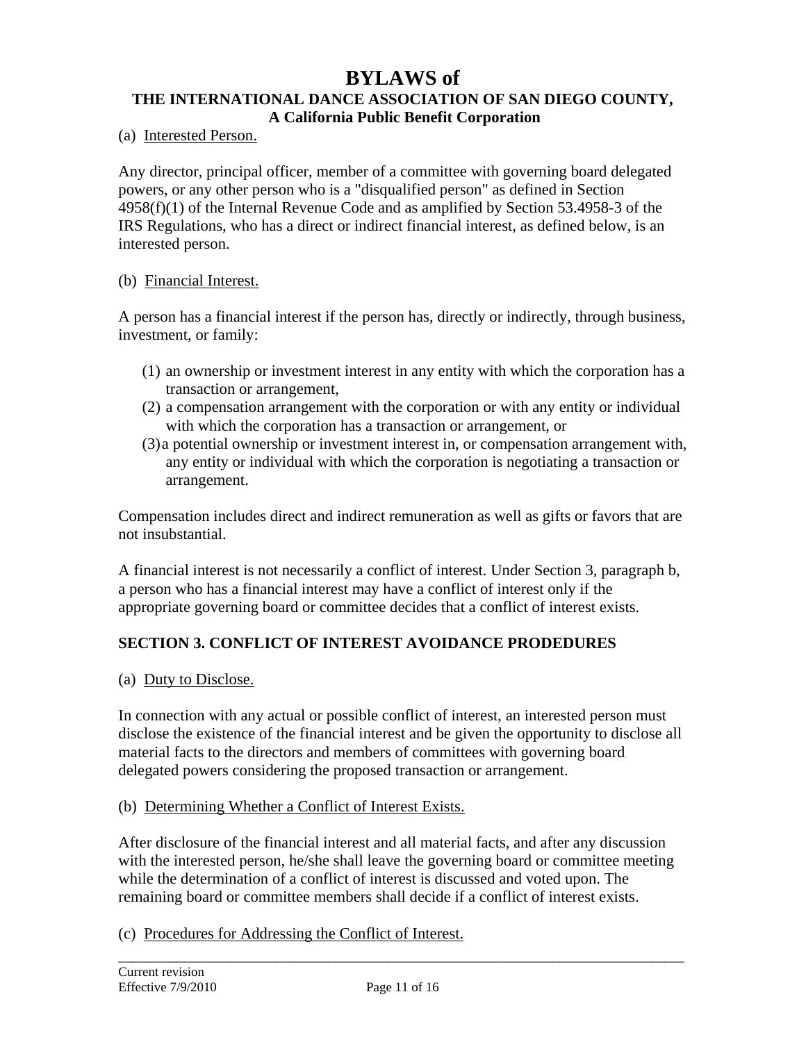(a) Interested Person.

Any director, principal officer, member of a committee with governing board delegated powers, or any other person who is a "disqualified person" as defined in Section 4958(f)(1) of the Internal Revenue Code and as amplified by Section 53.4958-3 of the IRS Regulations, who has a direct or indirect financial interest, as defined below, is an interested person.

(b) Financial Interest.

A person has a financial interest if the person has, directly or indirectly, through business, investment, or family:

(1) an ownership or investment interest in any entity with which the corporation has a transaction or arrangement,
(2) a compensation arrangement with the corporation or with any entity or individual with which the corporation has a transaction or arrangement, or
(3) a potential ownership or investment interest in, or compensation arrangement with, any entity or individual with which the corporation is negotiating a transaction or arrangement.

Compensation includes direct and indirect remuneration as well as gifts or favors that are not insubstantial.

A financial interest is not necessarily a conflict of interest. Under Section 3, paragraph b, a person who has a financial interest may have a conflict of interest only if the appropriate governing board or committee decides that a conflict of interest exists.

## SECTION 3. CONFLICT OF INTEREST AVOIDANCE PRODEDURES

(a) Duty to Disclose.

In connection with any actual or possible conflict of interest, an interested person must disclose the existence of the financial interest and be given the opportunity to disclose all material facts to the directors and members of committees with governing board delegated powers considering the proposed transaction or arrangement.

(b) Determining Whether a Conflict of Interest Exists.

After disclosure of the financial interest and all material facts, and after any discussion with the interested person, he/she shall leave the governing board or committee meeting while the determination of a conflict of interest is discussed and voted upon. The remaining board or committee members shall decide if a conflict of interest exists.

(c) Procedures for Addressing the Conflict of Interest.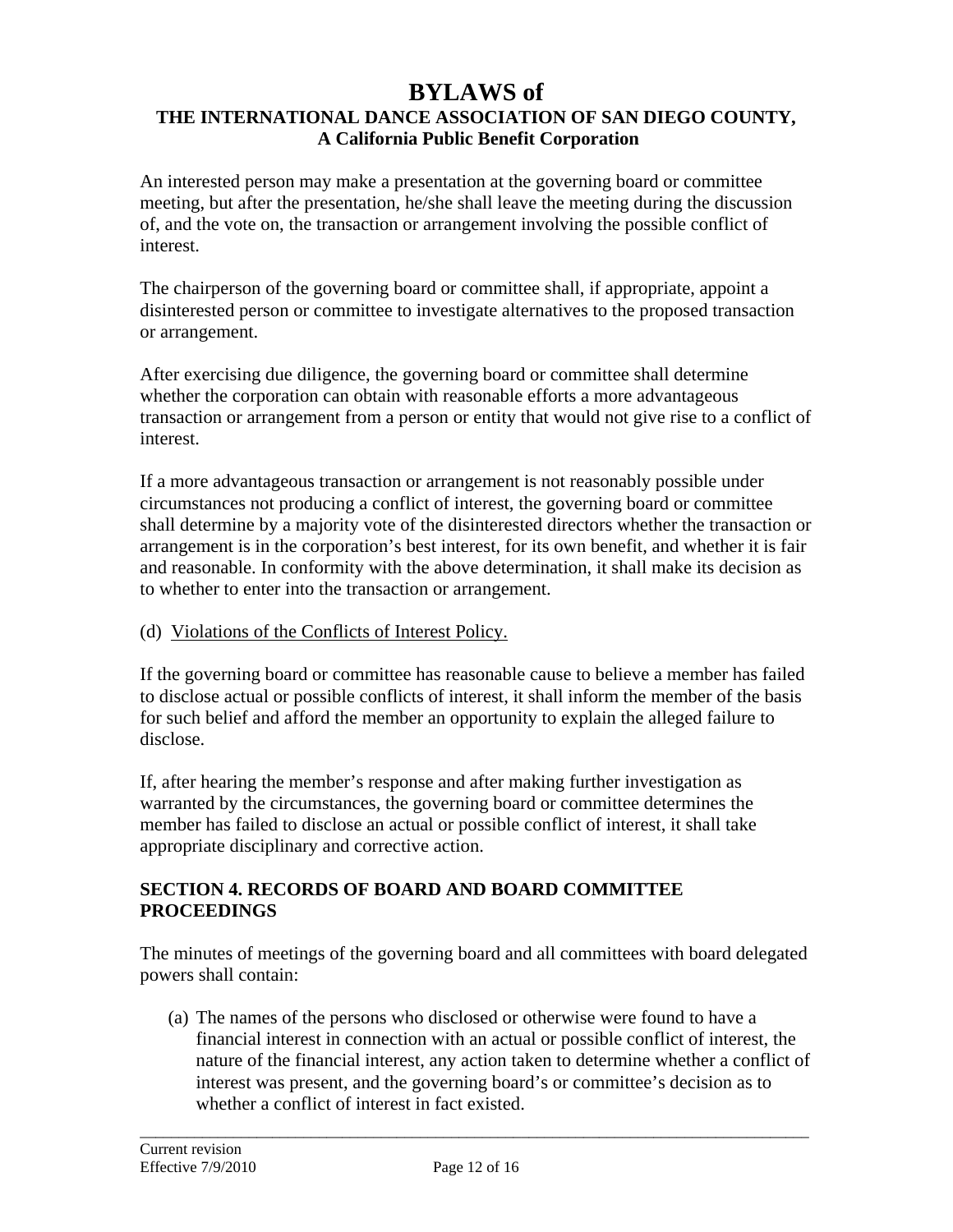An interested person may make a presentation at the governing board or committee meeting, but after the presentation, he/she shall leave the meeting during the discussion of, and the vote on, the transaction or arrangement involving the possible conflict of interest.

The chairperson of the governing board or committee shall, if appropriate, appoint a disinterested person or committee to investigate alternatives to the proposed transaction or arrangement.

After exercising due diligence, the governing board or committee shall determine whether the corporation can obtain with reasonable efforts a more advantageous transaction or arrangement from a person or entity that would not give rise to a conflict of interest.

If a more advantageous transaction or arrangement is not reasonably possible under circumstances not producing a conflict of interest, the governing board or committee shall determine by a majority vote of the disinterested directors whether the transaction or arrangement is in the corporation's best interest, for its own benefit, and whether it is fair and reasonable. In conformity with the above determination, it shall make its decision as to whether to enter into the transaction or arrangement.

(d) Violations of the Conflicts of Interest Policy.

If the governing board or committee has reasonable cause to believe a member has failed to disclose actual or possible conflicts of interest, it shall inform the member of the basis for such belief and afford the member an opportunity to explain the alleged failure to disclose.

If, after hearing the member's response and after making further investigation as warranted by the circumstances, the governing board or committee determines the member has failed to disclose an actual or possible conflict of interest, it shall take appropriate disciplinary and corrective action.

## SECTION 4. RECORDS OF BOARD AND BOARD COMMITTEE PROCEEDINGS

The minutes of meetings of the governing board and all committees with board delegated powers shall contain:

(a) The names of the persons who disclosed or otherwise were found to have a financial interest in connection with an actual or possible conflict of interest, the nature of the financial interest, any action taken to determine whether a conflict of interest was present, and the governing board's or committee's decision as to whether a conflict of interest in fact existed.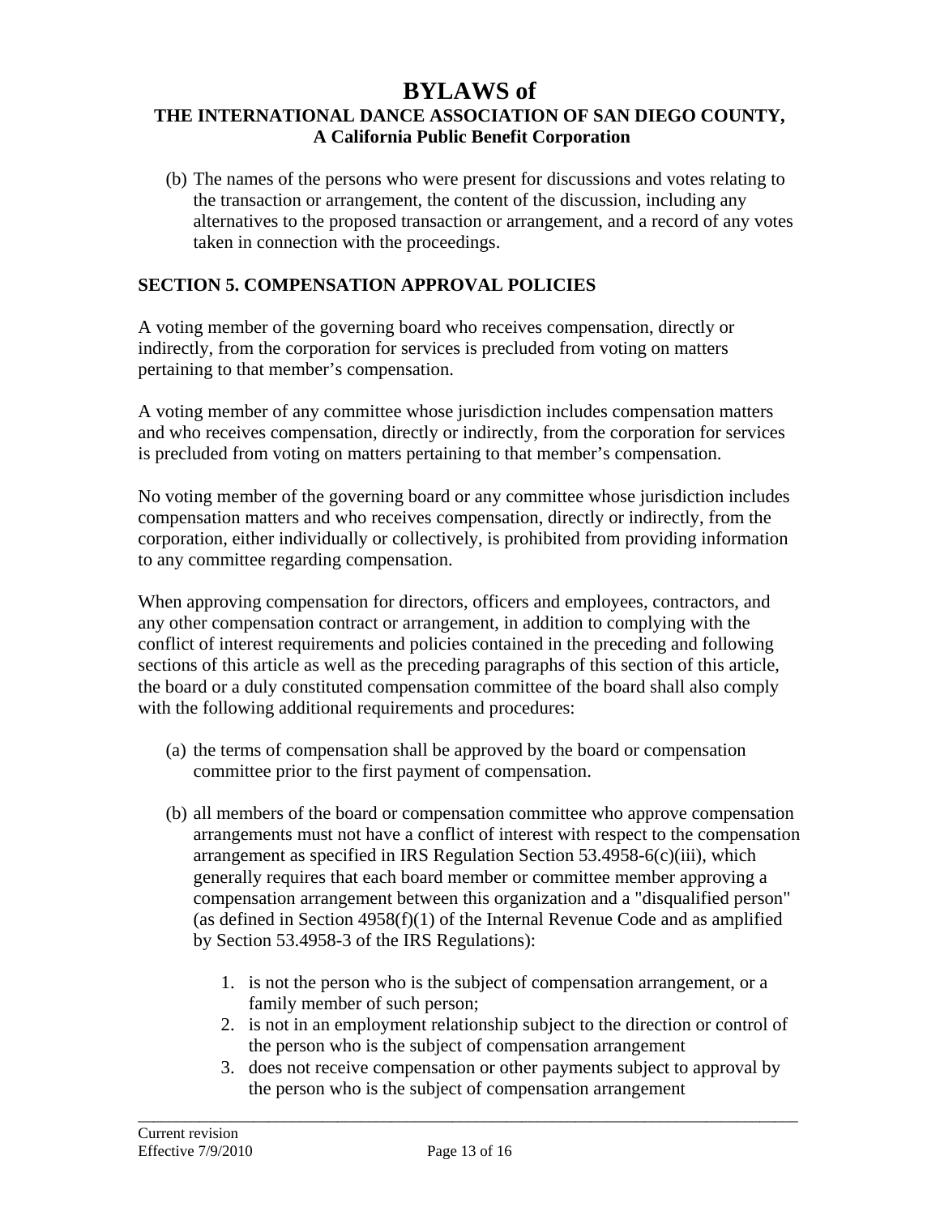(b) The names of the persons who were present for discussions and votes relating to the transaction or arrangement, the content of the discussion, including any alternatives to the proposed transaction or arrangement, and a record of any votes taken in connection with the proceedings.

### SECTION 5. COMPENSATION APPROVAL POLICIES

A voting member of the governing board who receives compensation, directly or indirectly, from the corporation for services is precluded from voting on matters pertaining to that member's compensation.

A voting member of any committee whose jurisdiction includes compensation matters and who receives compensation, directly or indirectly, from the corporation for services is precluded from voting on matters pertaining to that member's compensation.

No voting member of the governing board or any committee whose jurisdiction includes compensation matters and who receives compensation, directly or indirectly, from the corporation, either individually or collectively, is prohibited from providing information to any committee regarding compensation.

When approving compensation for directors, officers and employees, contractors, and any other compensation contract or arrangement, in addition to complying with the conflict of interest requirements and policies contained in the preceding and following sections of this article as well as the preceding paragraphs of this section of this article, the board or a duly constituted compensation committee of the board shall also comply with the following additional requirements and procedures:

(a) the terms of compensation shall be approved by the board or compensation committee prior to the first payment of compensation.

(b) all members of the board or compensation committee who approve compensation arrangements must not have a conflict of interest with respect to the compensation arrangement as specified in IRS Regulation Section 53.4958-6(c)(iii), which generally requires that each board member or committee member approving a compensation arrangement between this organization and a "disqualified person" (as defined in Section 4958(f)(1) of the Internal Revenue Code and as amplified by Section 53.4958-3 of the IRS Regulations):

1. is not the person who is the subject of compensation arrangement, or a family member of such person;
2. is not in an employment relationship subject to the direction or control of the person who is the subject of compensation arrangement
3. does not receive compensation or other payments subject to approval by the person who is the subject of compensation arrangement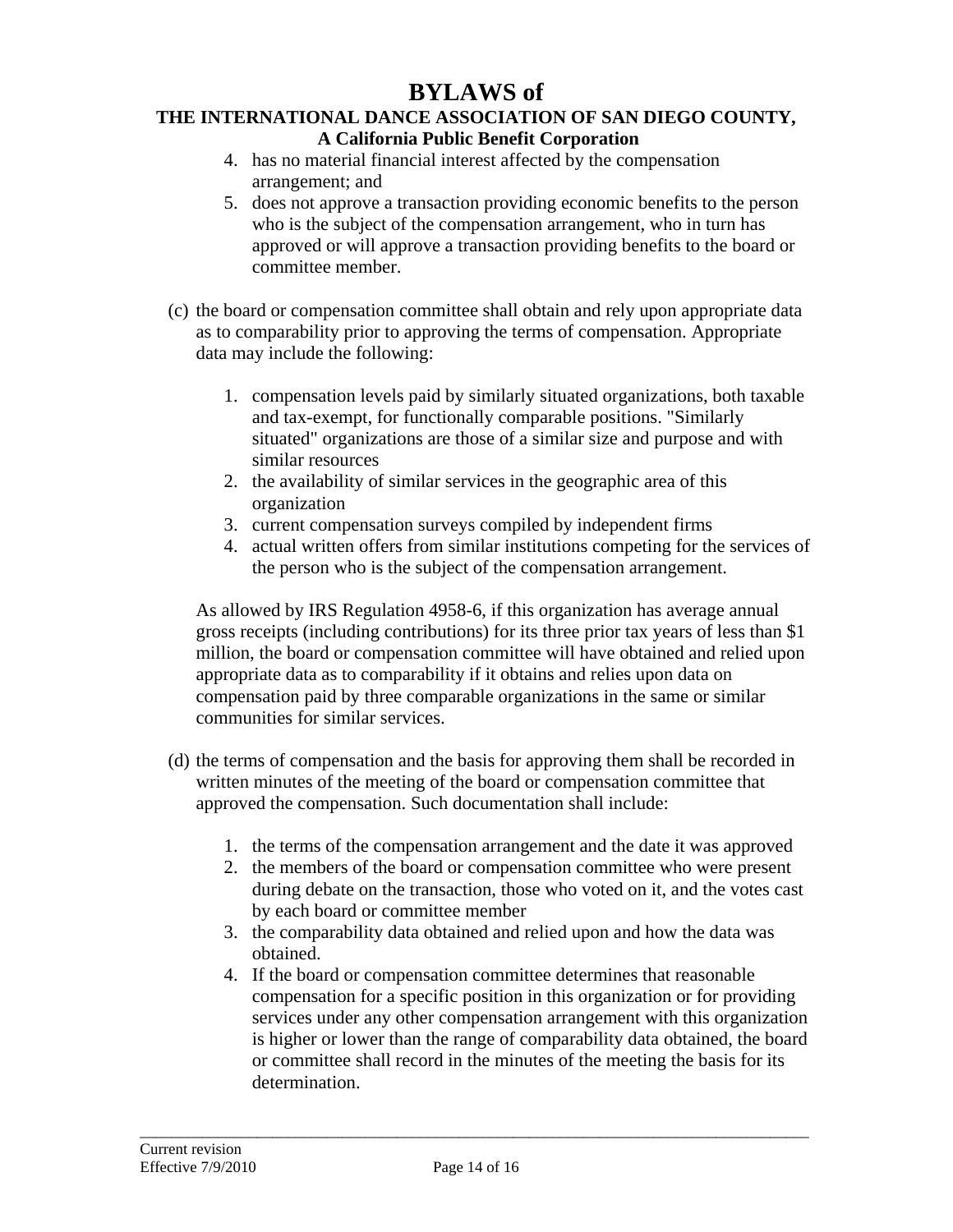4. has no material financial interest affected by the compensation arrangement; and
5. does not approve a transaction providing economic benefits to the person who is the subject of the compensation arrangement, who in turn has approved or will approve a transaction providing benefits to the board or committee member.

(c) the board or compensation committee shall obtain and rely upon appropriate data as to comparability prior to approving the terms of compensation. Appropriate data may include the following:

1. compensation levels paid by similarly situated organizations, both taxable and tax-exempt, for functionally comparable positions. "Similarly situated" organizations are those of a similar size and purpose and with similar resources
2. the availability of similar services in the geographic area of this organization
3. current compensation surveys compiled by independent firms
4. actual written offers from similar institutions competing for the services of the person who is the subject of the compensation arrangement.

As allowed by IRS Regulation 4958-6, if this organization has average annual gross receipts (including contributions) for its three prior tax years of less than $1 million, the board or compensation committee will have obtained and relied upon appropriate data as to comparability if it obtains and relies upon data on compensation paid by three comparable organizations in the same or similar communities for similar services.

(d) the terms of compensation and the basis for approving them shall be recorded in written minutes of the meeting of the board or compensation committee that approved the compensation. Such documentation shall include:

1. the terms of the compensation arrangement and the date it was approved
2. the members of the board or compensation committee who were present during debate on the transaction, those who voted on it, and the votes cast by each board or committee member
3. the comparability data obtained and relied upon and how the data was obtained.
4. If the board or compensation committee determines that reasonable compensation for a specific position in this organization or for providing services under any other compensation arrangement with this organization is higher or lower than the range of comparability data obtained, the board or committee shall record in the minutes of the meeting the basis for its determination.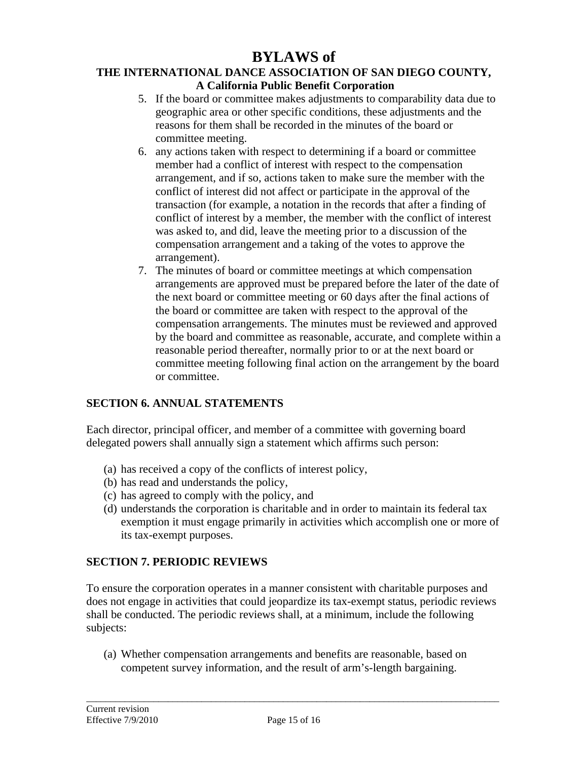5. If the board or committee makes adjustments to comparability data due to geographic area or other specific conditions, these adjustments and the reasons for them shall be recorded in the minutes of the board or committee meeting.
6. any actions taken with respect to determining if a board or committee member had a conflict of interest with respect to the compensation arrangement, and if so, actions taken to make sure the member with the conflict of interest did not affect or participate in the approval of the transaction (for example, a notation in the records that after a finding of conflict of interest by a member, the member with the conflict of interest was asked to, and did, leave the meeting prior to a discussion of the compensation arrangement and a taking of the votes to approve the arrangement).
7. The minutes of board or committee meetings at which compensation arrangements are approved must be prepared before the later of the date of the next board or committee meeting or 60 days after the final actions of the board or committee are taken with respect to the approval of the compensation arrangements. The minutes must be reviewed and approved by the board and committee as reasonable, accurate, and complete within a reasonable period thereafter, normally prior to or at the next board or committee meeting following final action on the arrangement by the board or committee.

## SECTION 6. ANNUAL STATEMENTS

Each director, principal officer, and member of a committee with governing board delegated powers shall annually sign a statement which affirms such person:

(a) has received a copy of the conflicts of interest policy,
(b) has read and understands the policy,
(c) has agreed to comply with the policy, and
(d) understands the corporation is charitable and in order to maintain its federal tax exemption it must engage primarily in activities which accomplish one or more of its tax-exempt purposes.

## SECTION 7. PERIODIC REVIEWS

To ensure the corporation operates in a manner consistent with charitable purposes and does not engage in activities that could jeopardize its tax-exempt status, periodic reviews shall be conducted. The periodic reviews shall, at a minimum, include the following subjects:

(a) Whether compensation arrangements and benefits are reasonable, based on competent survey information, and the result of arm's-length bargaining.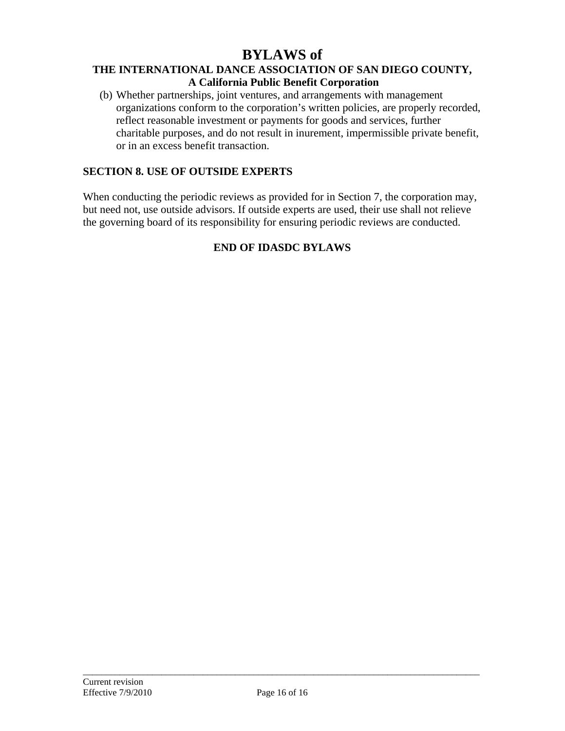(b) Whether partnerships, joint ventures, and arrangements with management organizations conform to the corporation's written policies, are properly recorded, reflect reasonable investment or payments for goods and services, further charitable purposes, and do not result in inurement, impermissible private benefit, or in an excess benefit transaction.

**SECTION 8. USE OF OUTSIDE EXPERTS**

When conducting the periodic reviews as provided for in Section 7, the corporation may, but need not, use outside advisors. If outside experts are used, their use shall not relieve the governing board of its responsibility for ensuring periodic reviews are conducted.

**END OF IDASDC BYLAWS**